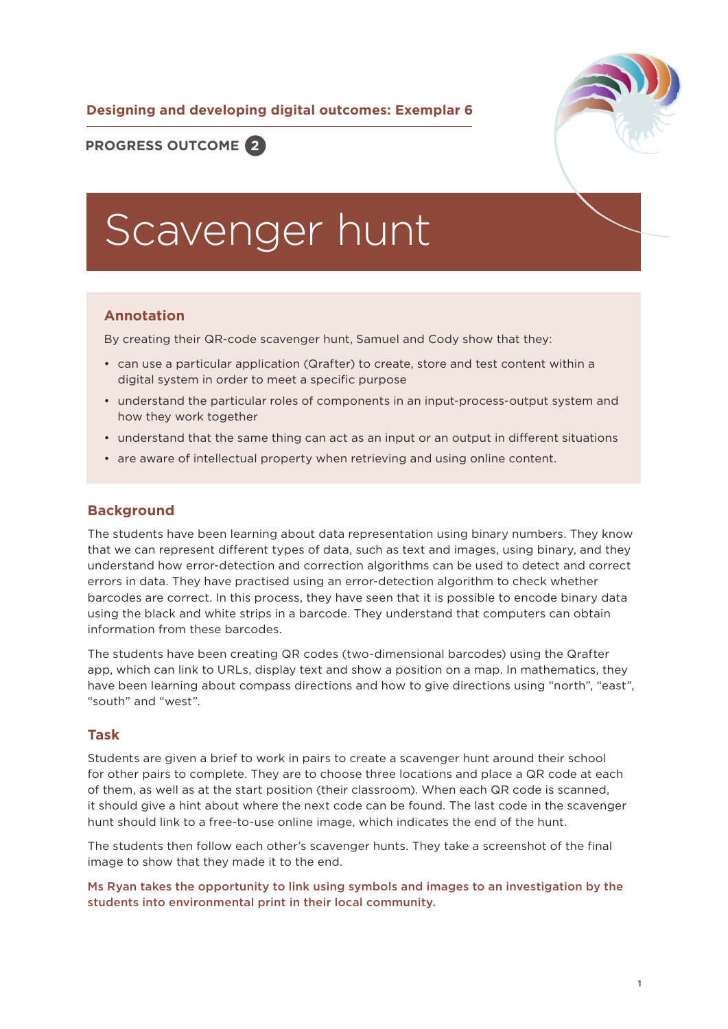**Designing and developing digital outcomes: Exemplar 6**

**PROGRESS OUTCOME 2**

# Scavenger hunt

## Annotation

By creating their QR-code scavenger hunt, Samuel and Cody show that they:

- can use a particular application (Qrafter) to create, store and test content within a digital system in order to meet a specific purpose
- understand the particular roles of components in an input-process-output system and how they work together
- understand that the same thing can act as an input or an output in different situations
- are aware of intellectual property when retrieving and using online content.

## Background

The students have been learning about data representation using binary numbers. They know that we can represent different types of data, such as text and images, using binary, and they understand how error-detection and correction algorithms can be used to detect and correct errors in data. They have practised using an error-detection algorithm to check whether barcodes are correct. In this process, they have seen that it is possible to encode binary data using the black and white strips in a barcode. They understand that computers can obtain information from these barcodes.

The students have been creating QR codes (two-dimensional barcodes) using the Qrafter app, which can link to URLs, display text and show a position on a map. In mathematics, they have been learning about compass directions and how to give directions using "north", "east", "south" and "west".

## Task

Students are given a brief to work in pairs to create a scavenger hunt around their school for other pairs to complete. They are to choose three locations and place a QR code at each of them, as well as at the start position (their classroom). When each QR code is scanned, it should give a hint about where the next code can be found. The last code in the scavenger hunt should link to a free-to-use online image, which indicates the end of the hunt.

The students then follow each other's scavenger hunts. They take a screenshot of the final image to show that they made it to the end.

**Ms Ryan takes the opportunity to link using symbols and images to an investigation by the students into environmental print in their local community.**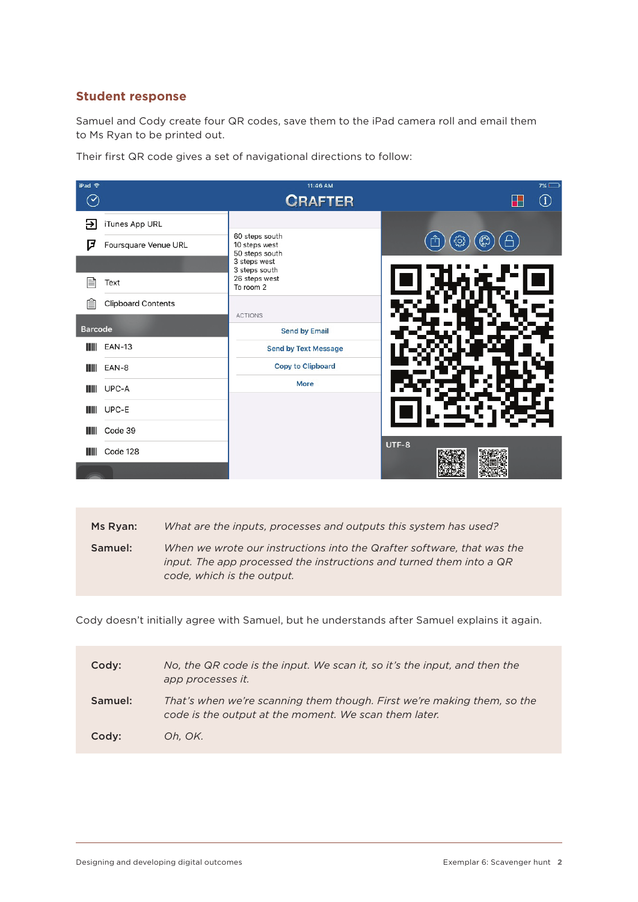## Student response

Samuel and Cody create four QR codes, save them to the iPad camera roll and email them to Ms Ryan to be printed out.

Their first QR code gives a set of navigational directions to follow:

| | |
|---|---|
| **Ms Ryan:** | *What are the inputs, processes and outputs this system has used?* |
| **Samuel:** | *When we wrote our instructions into the Qrafter software, that was the input. The app processed the instructions and turned them into a QR code, which is the output.* |

Cody doesn't initially agree with Samuel, but he understands after Samuel explains it again.

| | |
|---|---|
| **Cody:** | *No, the QR code is the input. We scan it, so it's the input, and then the app processes it.* |
| **Samuel:** | *That's when we're scanning them though. First we're making them, so the code is the output at the moment. We scan them later.* |
| **Cody:** | *Oh, OK.* |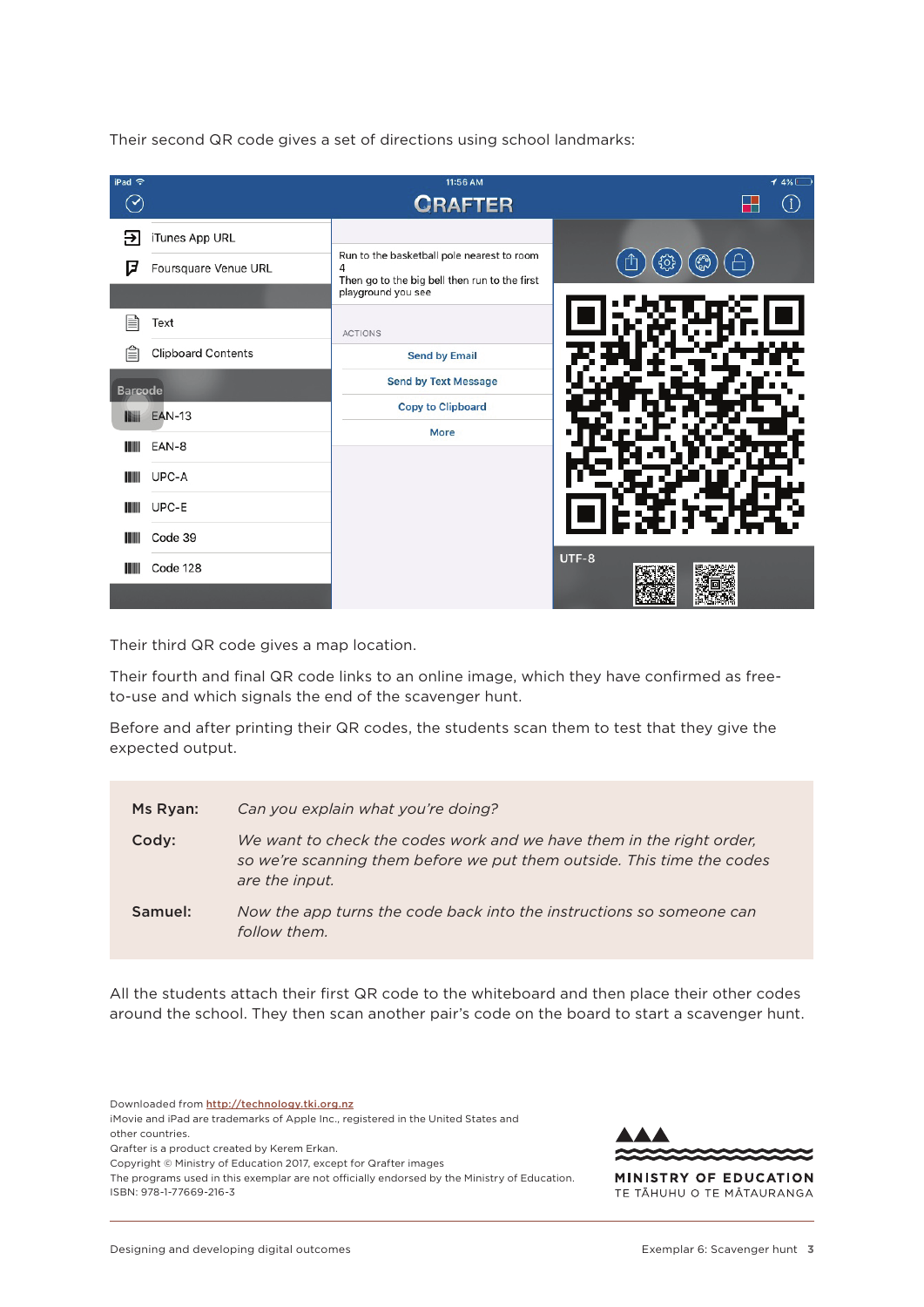Their second QR code gives a set of directions using school landmarks:

Their third QR code gives a map location.

Their fourth and final QR code links to an online image, which they have confirmed as free-to-use and which signals the end of the scavenger hunt.

Before and after printing their QR codes, the students scan them to test that they give the expected output.

| | |
|---|---|
| **Ms Ryan:** | *Can you explain what you're doing?* |
| **Cody:** | *We want to check the codes work and we have them in the right order, so we're scanning them before we put them outside. This time the codes are the input.* |
| **Samuel:** | *Now the app turns the code back into the instructions so someone can follow them.* |

All the students attach their first QR code to the whiteboard and then place their other codes around the school. They then scan another pair's code on the board to start a scavenger hunt.

Downloaded from http://technology.tki.org.nz
iMovie and iPad are trademarks of Apple Inc., registered in the United States and other countries.
Qrafter is a product created by Kerem Erkan.
Copyright © Ministry of Education 2017, except for Qrafter images
The programs used in this exemplar are not officially endorsed by the Ministry of Education.
ISBN: 978-1-77669-216-3

MINISTRY OF EDUCATION
TE TĀHUHU O TE MĀTAURANGA